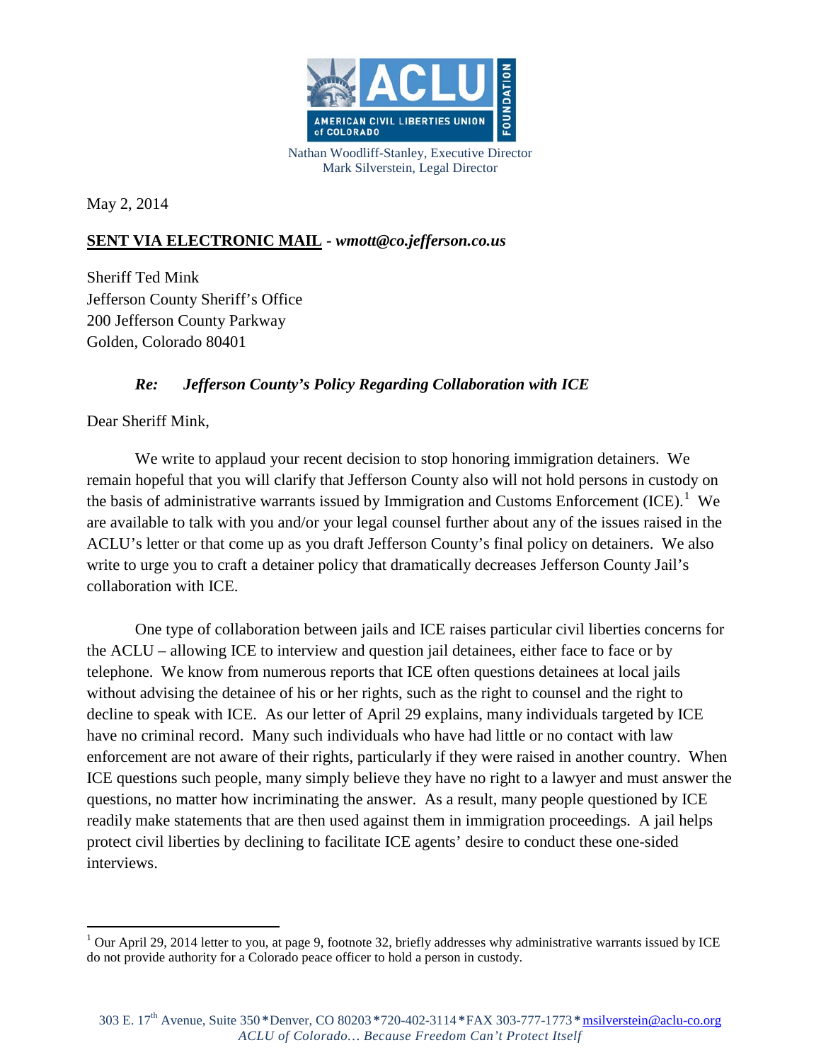AMERICAN CIVIL LIBERTIES UNION of COLORADO — ACLU FOUNDATION

Nathan Woodliff-Stanley, Executive Director
Mark Silverstein, Legal Director

May 2, 2014

**SENT VIA ELECTRONIC MAIL** - ***wmott@co.jefferson.co.us***

Sheriff Ted Mink
Jefferson County Sheriff's Office
200 Jefferson County Parkway
Golden, Colorado 80401

***Re: Jefferson County's Policy Regarding Collaboration with ICE***

Dear Sheriff Mink,

We write to applaud your recent decision to stop honoring immigration detainers. We remain hopeful that you will clarify that Jefferson County also will not hold persons in custody on the basis of administrative warrants issued by Immigration and Customs Enforcement (ICE).[1] We are available to talk with you and/or your legal counsel further about any of the issues raised in the ACLU's letter or that come up as you draft Jefferson County's final policy on detainers. We also write to urge you to craft a detainer policy that dramatically decreases Jefferson County Jail's collaboration with ICE.

One type of collaboration between jails and ICE raises particular civil liberties concerns for the ACLU – allowing ICE to interview and question jail detainees, either face to face or by telephone. We know from numerous reports that ICE often questions detainees at local jails without advising the detainee of his or her rights, such as the right to counsel and the right to decline to speak with ICE. As our letter of April 29 explains, many individuals targeted by ICE have no criminal record. Many such individuals who have had little or no contact with law enforcement are not aware of their rights, particularly if they were raised in another country. When ICE questions such people, many simply believe they have no right to a lawyer and must answer the questions, no matter how incriminating the answer. As a result, many people questioned by ICE readily make statements that are then used against them in immigration proceedings. A jail helps protect civil liberties by declining to facilitate ICE agents' desire to conduct these one-sided interviews.

[1] Our April 29, 2014 letter to you, at page 9, footnote 32, briefly addresses why administrative warrants issued by ICE do not provide authority for a Colorado peace officer to hold a person in custody.

303 E. 17th Avenue, Suite 350 * Denver, CO 80203 * 720-402-3114 * FAX 303-777-1773 * msilverstein@aclu-co.org
*ACLU of Colorado… Because Freedom Can't Protect Itself*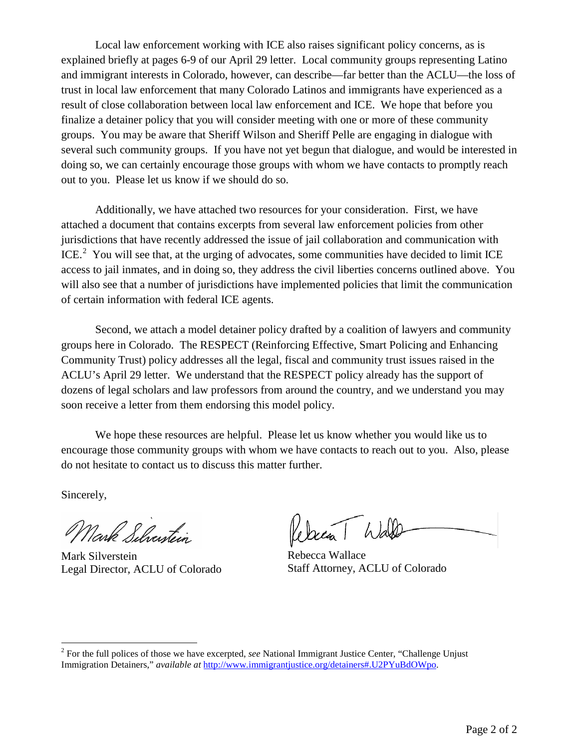Local law enforcement working with ICE also raises significant policy concerns, as is explained briefly at pages 6-9 of our April 29 letter. Local community groups representing Latino and immigrant interests in Colorado, however, can describe—far better than the ACLU—the loss of trust in local law enforcement that many Colorado Latinos and immigrants have experienced as a result of close collaboration between local law enforcement and ICE. We hope that before you finalize a detainer policy that you will consider meeting with one or more of these community groups. You may be aware that Sheriff Wilson and Sheriff Pelle are engaging in dialogue with several such community groups. If you have not yet begun that dialogue, and would be interested in doing so, we can certainly encourage those groups with whom we have contacts to promptly reach out to you. Please let us know if we should do so.

Additionally, we have attached two resources for your consideration. First, we have attached a document that contains excerpts from several law enforcement policies from other jurisdictions that have recently addressed the issue of jail collaboration and communication with ICE.[2] You will see that, at the urging of advocates, some communities have decided to limit ICE access to jail inmates, and in doing so, they address the civil liberties concerns outlined above. You will also see that a number of jurisdictions have implemented policies that limit the communication of certain information with federal ICE agents.

Second, we attach a model detainer policy drafted by a coalition of lawyers and community groups here in Colorado. The RESPECT (Reinforcing Effective, Smart Policing and Enhancing Community Trust) policy addresses all the legal, fiscal and community trust issues raised in the ACLU's April 29 letter. We understand that the RESPECT policy already has the support of dozens of legal scholars and law professors from around the country, and we understand you may soon receive a letter from them endorsing this model policy.

We hope these resources are helpful. Please let us know whether you would like us to encourage those community groups with whom we have contacts to reach out to you. Also, please do not hesitate to contact us to discuss this matter further.

Sincerely,

Mark Silverstein
Legal Director, ACLU of Colorado

Rebecca Wallace
Staff Attorney, ACLU of Colorado

---

[2] For the full polices of those we have excerpted, *see* National Immigrant Justice Center, "Challenge Unjust Immigration Detainers," *available at* http://www.immigrantjustice.org/detainers#.U2PYuBdOWpo.